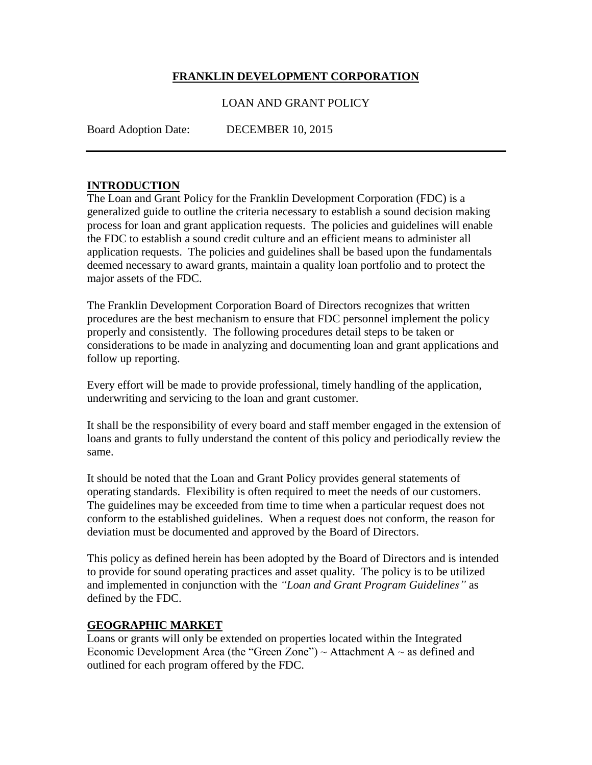# **FRANKLIN DEVELOPMENT CORPORATION**

LOAN AND GRANT POLICY

Board Adoption Date: DECEMBER 10, 2015

---

## **INTRODUCTION**

The Loan and Grant Policy for the Franklin Development Corporation (FDC) is a generalized guide to outline the criteria necessary to establish a sound decision making process for loan and grant application requests. The policies and guidelines will enable the FDC to establish a sound credit culture and an efficient means to administer all application requests. The policies and guidelines shall be based upon the fundamentals deemed necessary to award grants, maintain a quality loan portfolio and to protect the major assets of the FDC.

The Franklin Development Corporation Board of Directors recognizes that written procedures are the best mechanism to ensure that FDC personnel implement the policy properly and consistently. The following procedures detail steps to be taken or considerations to be made in analyzing and documenting loan and grant applications and follow up reporting.

Every effort will be made to provide professional, timely handling of the application, underwriting and servicing to the loan and grant customer.

It shall be the responsibility of every board and staff member engaged in the extension of loans and grants to fully understand the content of this policy and periodically review the same.

It should be noted that the Loan and Grant Policy provides general statements of operating standards. Flexibility is often required to meet the needs of our customers. The guidelines may be exceeded from time to time when a particular request does not conform to the established guidelines. When a request does not conform, the reason for deviation must be documented and approved by the Board of Directors.

This policy as defined herein has been adopted by the Board of Directors and is intended to provide for sound operating practices and asset quality. The policy is to be utilized and implemented in conjunction with the *"Loan and Grant Program Guidelines"* as defined by the FDC.

## **GEOGRAPHIC MARKET**

Loans or grants will only be extended on properties located within the Integrated Economic Development Area (the "Green Zone") ~ Attachment A ~ as defined and outlined for each program offered by the FDC.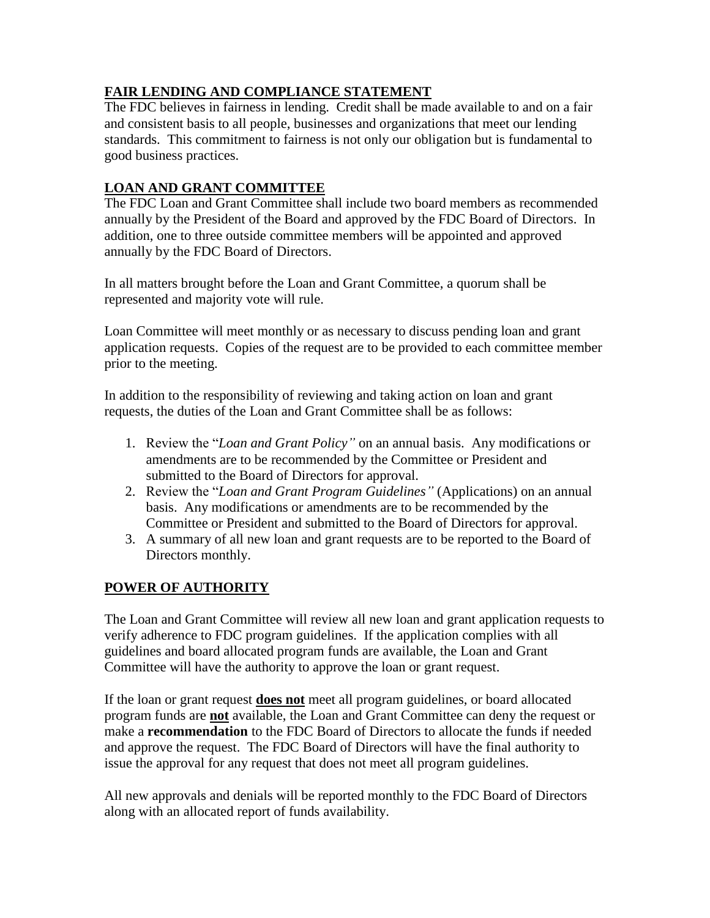## FAIR LENDING AND COMPLIANCE STATEMENT

The FDC believes in fairness in lending. Credit shall be made available to and on a fair and consistent basis to all people, businesses and organizations that meet our lending standards. This commitment to fairness is not only our obligation but is fundamental to good business practices.

## LOAN AND GRANT COMMITTEE

The FDC Loan and Grant Committee shall include two board members as recommended annually by the President of the Board and approved by the FDC Board of Directors. In addition, one to three outside committee members will be appointed and approved annually by the FDC Board of Directors.

In all matters brought before the Loan and Grant Committee, a quorum shall be represented and majority vote will rule.

Loan Committee will meet monthly or as necessary to discuss pending loan and grant application requests. Copies of the request are to be provided to each committee member prior to the meeting.

In addition to the responsibility of reviewing and taking action on loan and grant requests, the duties of the Loan and Grant Committee shall be as follows:

1. Review the "*Loan and Grant Policy"* on an annual basis. Any modifications or amendments are to be recommended by the Committee or President and submitted to the Board of Directors for approval.
2. Review the "*Loan and Grant Program Guidelines"* (Applications) on an annual basis. Any modifications or amendments are to be recommended by the Committee or President and submitted to the Board of Directors for approval.
3. A summary of all new loan and grant requests are to be reported to the Board of Directors monthly.

## POWER OF AUTHORITY

The Loan and Grant Committee will review all new loan and grant application requests to verify adherence to FDC program guidelines. If the application complies with all guidelines and board allocated program funds are available, the Loan and Grant Committee will have the authority to approve the loan or grant request.

If the loan or grant request **does not** meet all program guidelines, or board allocated program funds are **not** available, the Loan and Grant Committee can deny the request or make a **recommendation** to the FDC Board of Directors to allocate the funds if needed and approve the request. The FDC Board of Directors will have the final authority to issue the approval for any request that does not meet all program guidelines.

All new approvals and denials will be reported monthly to the FDC Board of Directors along with an allocated report of funds availability.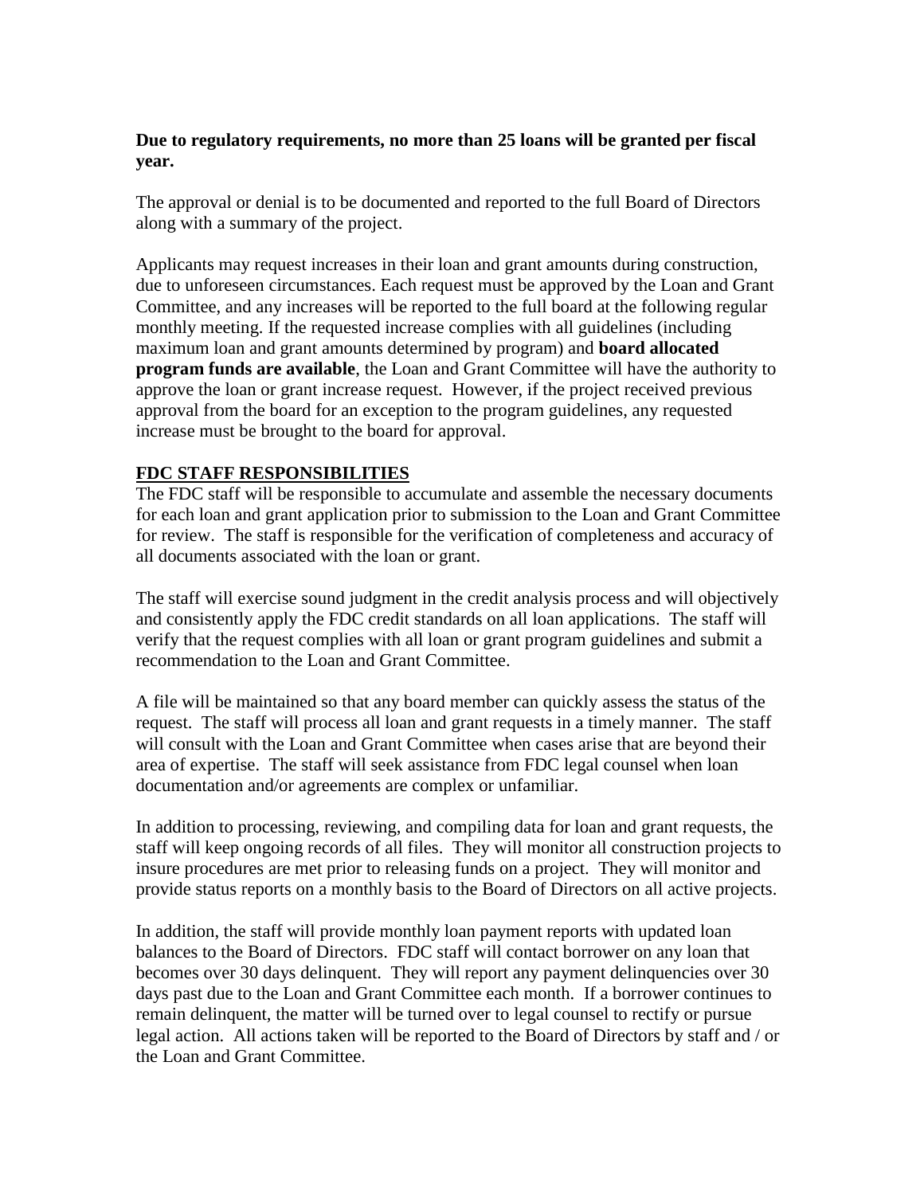**Due to regulatory requirements, no more than 25 loans will be granted per fiscal year.**

The approval or denial is to be documented and reported to the full Board of Directors along with a summary of the project.

Applicants may request increases in their loan and grant amounts during construction, due to unforeseen circumstances. Each request must be approved by the Loan and Grant Committee, and any increases will be reported to the full board at the following regular monthly meeting. If the requested increase complies with all guidelines (including maximum loan and grant amounts determined by program) and **board allocated program funds are available**, the Loan and Grant Committee will have the authority to approve the loan or grant increase request. However, if the project received previous approval from the board for an exception to the program guidelines, any requested increase must be brought to the board for approval.

## FDC STAFF RESPONSIBILITIES

The FDC staff will be responsible to accumulate and assemble the necessary documents for each loan and grant application prior to submission to the Loan and Grant Committee for review. The staff is responsible for the verification of completeness and accuracy of all documents associated with the loan or grant.

The staff will exercise sound judgment in the credit analysis process and will objectively and consistently apply the FDC credit standards on all loan applications. The staff will verify that the request complies with all loan or grant program guidelines and submit a recommendation to the Loan and Grant Committee.

A file will be maintained so that any board member can quickly assess the status of the request. The staff will process all loan and grant requests in a timely manner. The staff will consult with the Loan and Grant Committee when cases arise that are beyond their area of expertise. The staff will seek assistance from FDC legal counsel when loan documentation and/or agreements are complex or unfamiliar.

In addition to processing, reviewing, and compiling data for loan and grant requests, the staff will keep ongoing records of all files. They will monitor all construction projects to insure procedures are met prior to releasing funds on a project. They will monitor and provide status reports on a monthly basis to the Board of Directors on all active projects.

In addition, the staff will provide monthly loan payment reports with updated loan balances to the Board of Directors. FDC staff will contact borrower on any loan that becomes over 30 days delinquent. They will report any payment delinquencies over 30 days past due to the Loan and Grant Committee each month. If a borrower continues to remain delinquent, the matter will be turned over to legal counsel to rectify or pursue legal action. All actions taken will be reported to the Board of Directors by staff and / or the Loan and Grant Committee.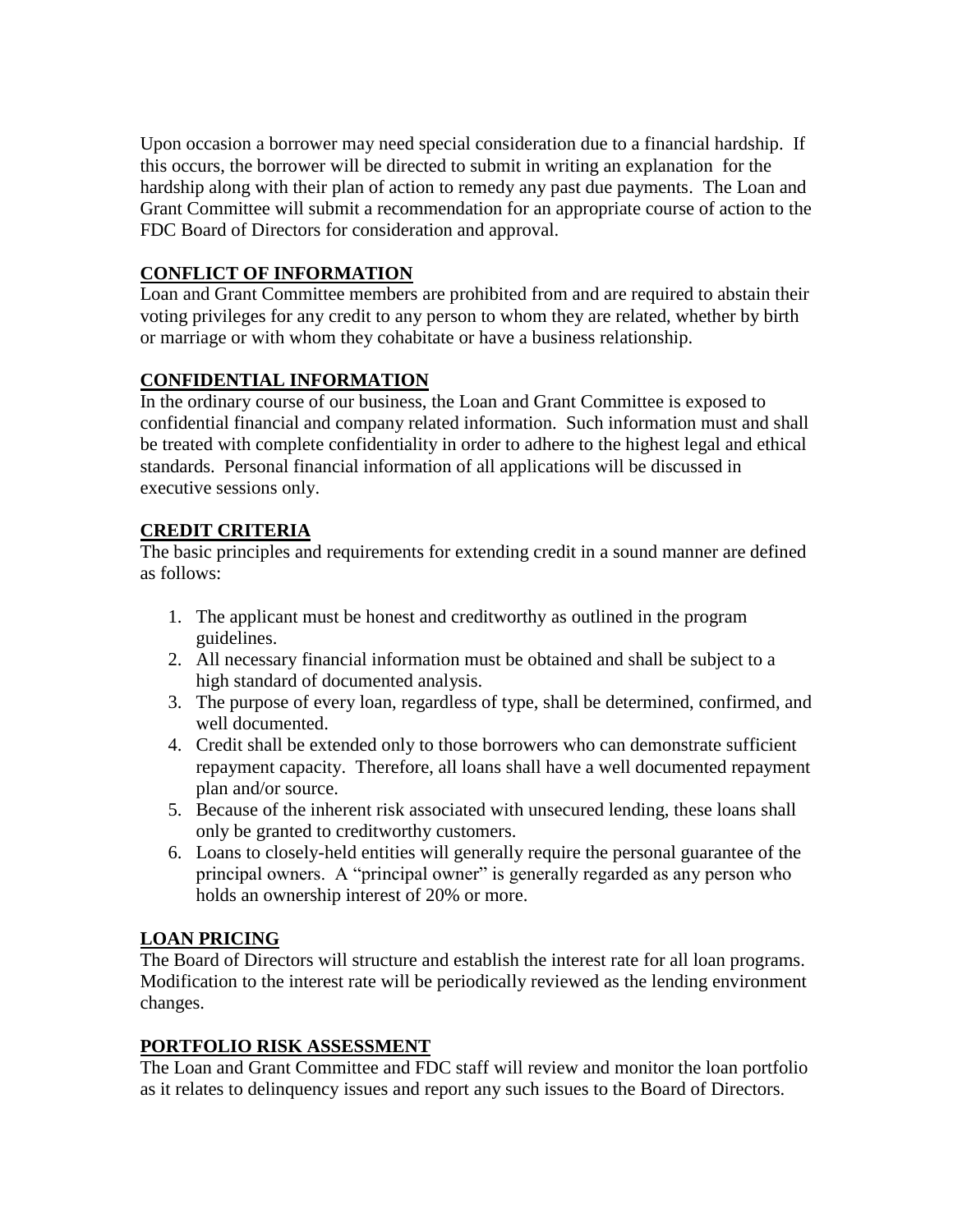Upon occasion a borrower may need special consideration due to a financial hardship. If this occurs, the borrower will be directed to submit in writing an explanation for the hardship along with their plan of action to remedy any past due payments. The Loan and Grant Committee will submit a recommendation for an appropriate course of action to the FDC Board of Directors for consideration and approval.

## CONFLICT OF INFORMATION

Loan and Grant Committee members are prohibited from and are required to abstain their voting privileges for any credit to any person to whom they are related, whether by birth or marriage or with whom they cohabitate or have a business relationship.

## CONFIDENTIAL INFORMATION

In the ordinary course of our business, the Loan and Grant Committee is exposed to confidential financial and company related information. Such information must and shall be treated with complete confidentiality in order to adhere to the highest legal and ethical standards. Personal financial information of all applications will be discussed in executive sessions only.

## CREDIT CRITERIA

The basic principles and requirements for extending credit in a sound manner are defined as follows:

1. The applicant must be honest and creditworthy as outlined in the program guidelines.
2. All necessary financial information must be obtained and shall be subject to a high standard of documented analysis.
3. The purpose of every loan, regardless of type, shall be determined, confirmed, and well documented.
4. Credit shall be extended only to those borrowers who can demonstrate sufficient repayment capacity. Therefore, all loans shall have a well documented repayment plan and/or source.
5. Because of the inherent risk associated with unsecured lending, these loans shall only be granted to creditworthy customers.
6. Loans to closely-held entities will generally require the personal guarantee of the principal owners. A "principal owner" is generally regarded as any person who holds an ownership interest of 20% or more.

## LOAN PRICING

The Board of Directors will structure and establish the interest rate for all loan programs. Modification to the interest rate will be periodically reviewed as the lending environment changes.

## PORTFOLIO RISK ASSESSMENT

The Loan and Grant Committee and FDC staff will review and monitor the loan portfolio as it relates to delinquency issues and report any such issues to the Board of Directors.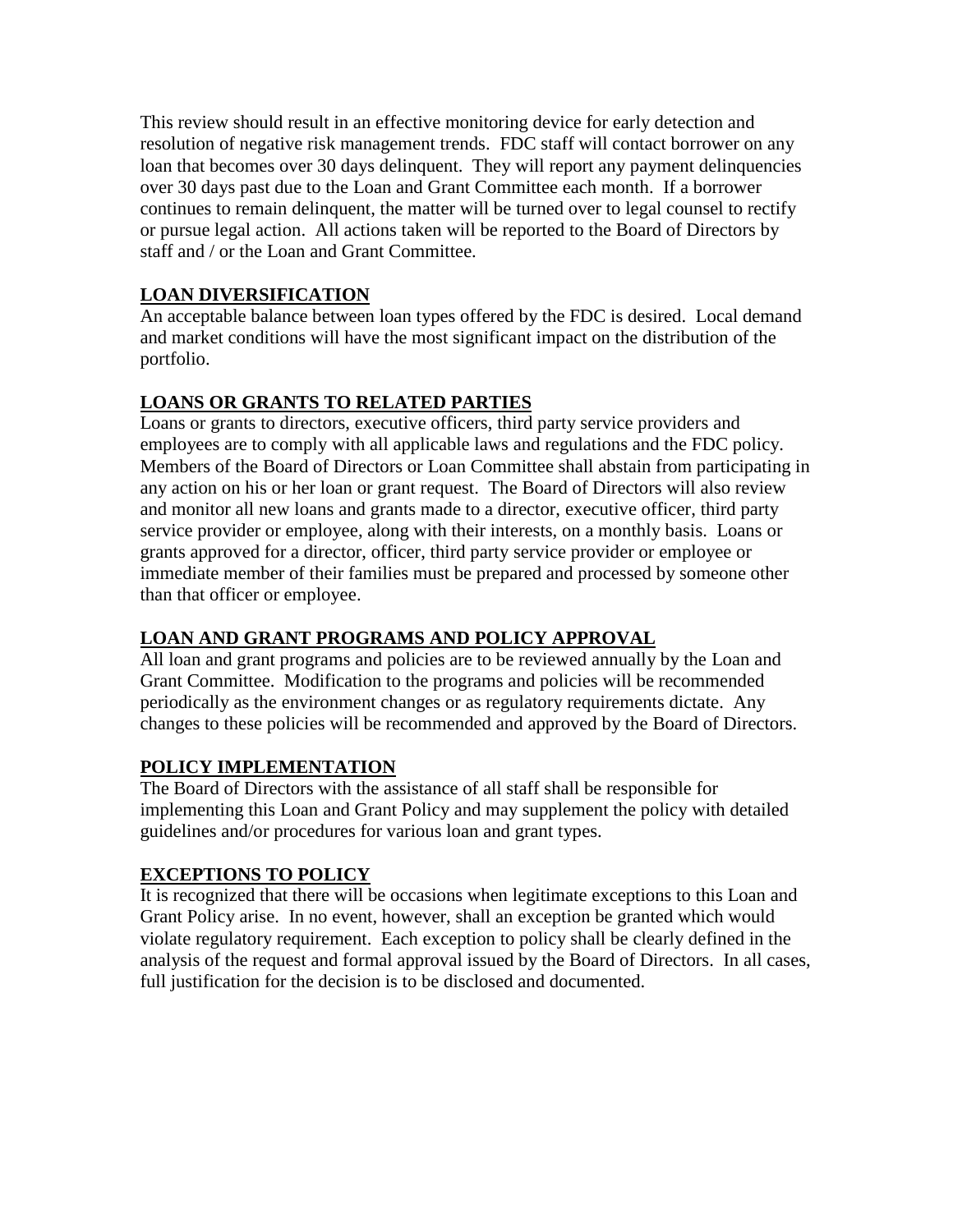This review should result in an effective monitoring device for early detection and resolution of negative risk management trends. FDC staff will contact borrower on any loan that becomes over 30 days delinquent. They will report any payment delinquencies over 30 days past due to the Loan and Grant Committee each month. If a borrower continues to remain delinquent, the matter will be turned over to legal counsel to rectify or pursue legal action. All actions taken will be reported to the Board of Directors by staff and / or the Loan and Grant Committee.

## LOAN DIVERSIFICATION

An acceptable balance between loan types offered by the FDC is desired. Local demand and market conditions will have the most significant impact on the distribution of the portfolio.

## LOANS OR GRANTS TO RELATED PARTIES

Loans or grants to directors, executive officers, third party service providers and employees are to comply with all applicable laws and regulations and the FDC policy. Members of the Board of Directors or Loan Committee shall abstain from participating in any action on his or her loan or grant request. The Board of Directors will also review and monitor all new loans and grants made to a director, executive officer, third party service provider or employee, along with their interests, on a monthly basis. Loans or grants approved for a director, officer, third party service provider or employee or immediate member of their families must be prepared and processed by someone other than that officer or employee.

## LOAN AND GRANT PROGRAMS AND POLICY APPROVAL

All loan and grant programs and policies are to be reviewed annually by the Loan and Grant Committee. Modification to the programs and policies will be recommended periodically as the environment changes or as regulatory requirements dictate. Any changes to these policies will be recommended and approved by the Board of Directors.

## POLICY IMPLEMENTATION

The Board of Directors with the assistance of all staff shall be responsible for implementing this Loan and Grant Policy and may supplement the policy with detailed guidelines and/or procedures for various loan and grant types.

## EXCEPTIONS TO POLICY

It is recognized that there will be occasions when legitimate exceptions to this Loan and Grant Policy arise. In no event, however, shall an exception be granted which would violate regulatory requirement. Each exception to policy shall be clearly defined in the analysis of the request and formal approval issued by the Board of Directors. In all cases, full justification for the decision is to be disclosed and documented.